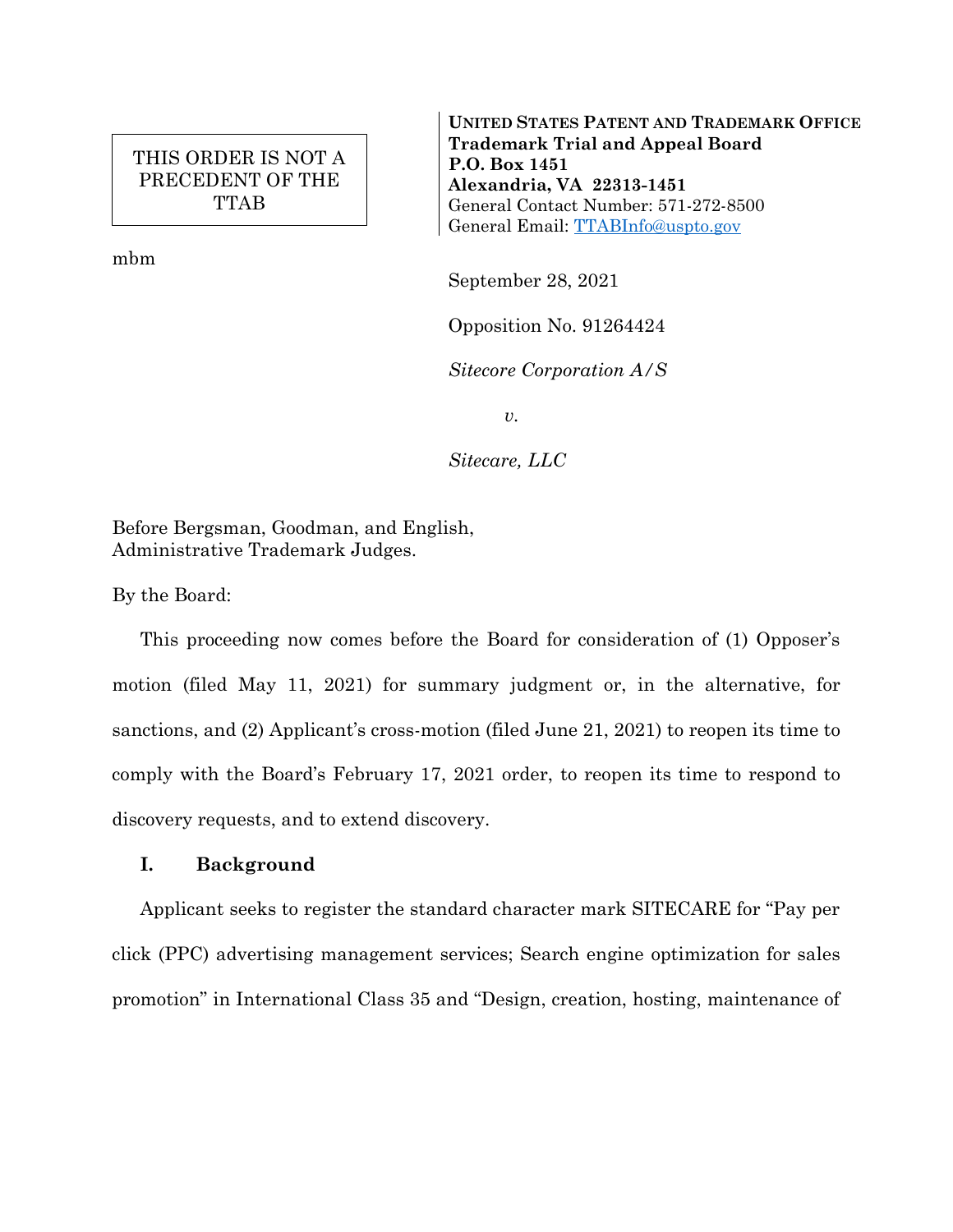THIS ORDER IS NOT A PRECEDENT OF THE TTAB

mbm

**UNITED STATES PATENT AND TRADEMARK OFFICE**
**Trademark Trial and Appeal Board**
**P.O. Box 1451**
**Alexandria, VA 22313-1451**
General Contact Number: 571-272-8500
General Email: TTABInfo@uspto.gov

September 28, 2021

Opposition No. 91264424

*Sitecore Corporation A/S*

*v.*

*Sitecare, LLC*

Before Bergsman, Goodman, and English,
Administrative Trademark Judges.

By the Board:

This proceeding now comes before the Board for consideration of (1) Opposer's motion (filed May 11, 2021) for summary judgment or, in the alternative, for sanctions, and (2) Applicant's cross-motion (filed June 21, 2021) to reopen its time to comply with the Board's February 17, 2021 order, to reopen its time to respond to discovery requests, and to extend discovery.

## I. Background

Applicant seeks to register the standard character mark SITECARE for "Pay per click (PPC) advertising management services; Search engine optimization for sales promotion" in International Class 35 and "Design, creation, hosting, maintenance of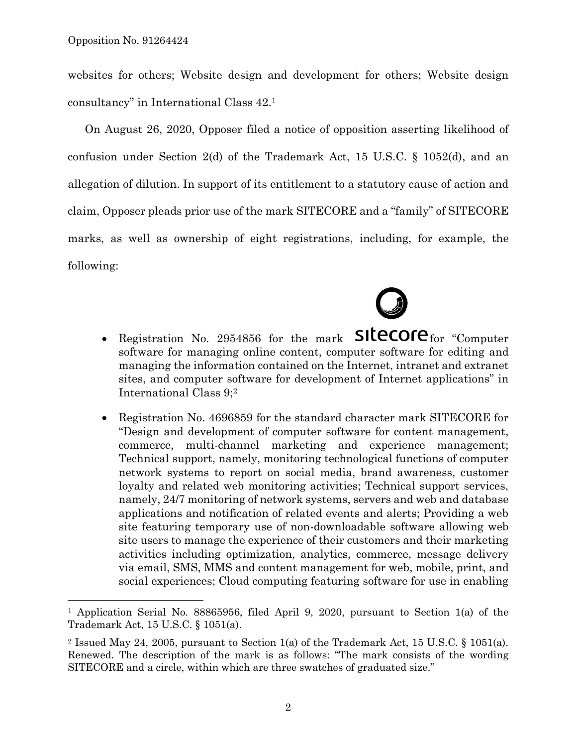websites for others; Website design and development for others; Website design consultancy" in International Class 42.[1]

On August 26, 2020, Opposer filed a notice of opposition asserting likelihood of confusion under Section 2(d) of the Trademark Act, 15 U.S.C. § 1052(d), and an allegation of dilution. In support of its entitlement to a statutory cause of action and claim, Opposer pleads prior use of the mark SITECORE and a "family" of SITECORE marks, as well as ownership of eight registrations, including, for example, the following:

- Registration No. 2954856 for the mark sitecore for "Computer software for managing online content, computer software for editing and managing the information contained on the Internet, intranet and extranet sites, and computer software for development of Internet applications" in International Class 9;[2]

- Registration No. 4696859 for the standard character mark SITECORE for "Design and development of computer software for content management, commerce, multi-channel marketing and experience management; Technical support, namely, monitoring technological functions of computer network systems to report on social media, brand awareness, customer loyalty and related web monitoring activities; Technical support services, namely, 24/7 monitoring of network systems, servers and web and database applications and notification of related events and alerts; Providing a web site featuring temporary use of non-downloadable software allowing web site users to manage the experience of their customers and their marketing activities including optimization, analytics, commerce, message delivery via email, SMS, MMS and content management for web, mobile, print, and social experiences; Cloud computing featuring software for use in enabling

[1] Application Serial No. 88865956, filed April 9, 2020, pursuant to Section 1(a) of the Trademark Act, 15 U.S.C. § 1051(a).

[2] Issued May 24, 2005, pursuant to Section 1(a) of the Trademark Act, 15 U.S.C. § 1051(a). Renewed. The description of the mark is as follows: "The mark consists of the wording SITECORE and a circle, within which are three swatches of graduated size."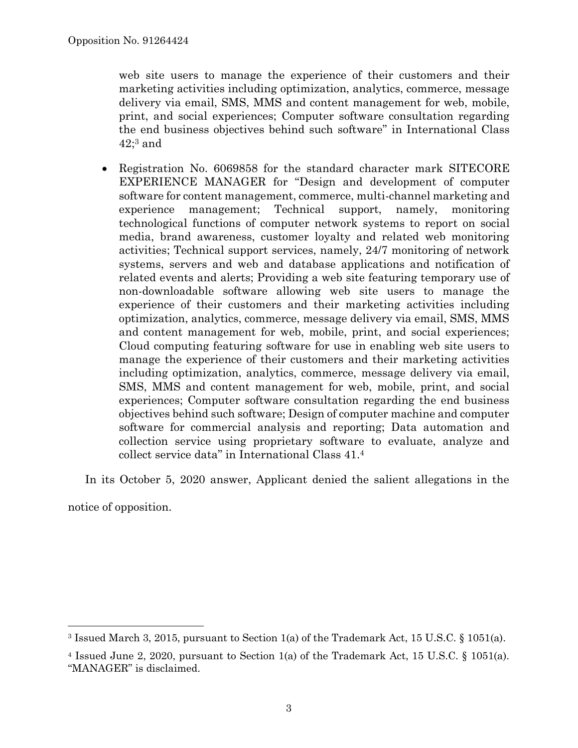web site users to manage the experience of their customers and their marketing activities including optimization, analytics, commerce, message delivery via email, SMS, MMS and content management for web, mobile, print, and social experiences; Computer software consultation regarding the end business objectives behind such software" in International Class 42;[3] and

- Registration No. 6069858 for the standard character mark SITECORE EXPERIENCE MANAGER for "Design and development of computer software for content management, commerce, multi-channel marketing and experience management; Technical support, namely, monitoring technological functions of computer network systems to report on social media, brand awareness, customer loyalty and related web monitoring activities; Technical support services, namely, 24/7 monitoring of network systems, servers and web and database applications and notification of related events and alerts; Providing a web site featuring temporary use of non-downloadable software allowing web site users to manage the experience of their customers and their marketing activities including optimization, analytics, commerce, message delivery via email, SMS, MMS and content management for web, mobile, print, and social experiences; Cloud computing featuring software for use in enabling web site users to manage the experience of their customers and their marketing activities including optimization, analytics, commerce, message delivery via email, SMS, MMS and content management for web, mobile, print, and social experiences; Computer software consultation regarding the end business objectives behind such software; Design of computer machine and computer software for commercial analysis and reporting; Data automation and collection service using proprietary software to evaluate, analyze and collect service data" in International Class 41.[4]

In its October 5, 2020 answer, Applicant denied the salient allegations in the notice of opposition.

---

[3] Issued March 3, 2015, pursuant to Section 1(a) of the Trademark Act, 15 U.S.C. § 1051(a).

[4] Issued June 2, 2020, pursuant to Section 1(a) of the Trademark Act, 15 U.S.C. § 1051(a). "MANAGER" is disclaimed.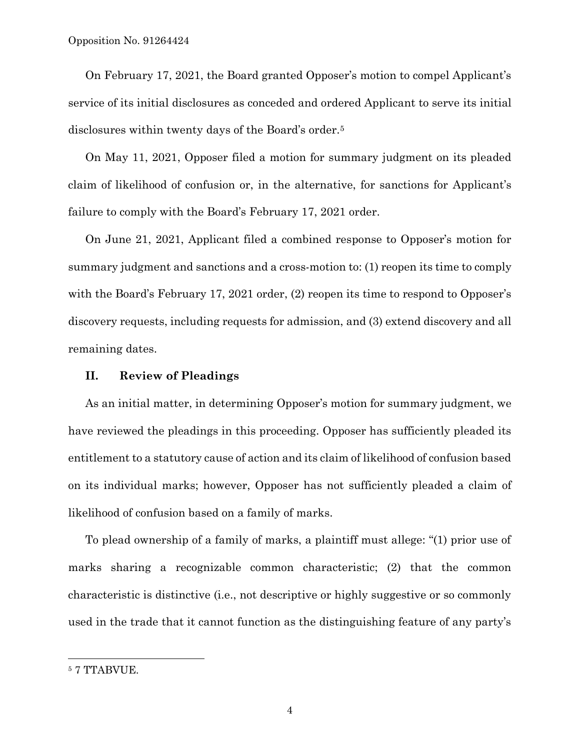On February 17, 2021, the Board granted Opposer's motion to compel Applicant's service of its initial disclosures as conceded and ordered Applicant to serve its initial disclosures within twenty days of the Board's order.[5]

On May 11, 2021, Opposer filed a motion for summary judgment on its pleaded claim of likelihood of confusion or, in the alternative, for sanctions for Applicant's failure to comply with the Board's February 17, 2021 order.

On June 21, 2021, Applicant filed a combined response to Opposer's motion for summary judgment and sanctions and a cross-motion to: (1) reopen its time to comply with the Board's February 17, 2021 order, (2) reopen its time to respond to Opposer's discovery requests, including requests for admission, and (3) extend discovery and all remaining dates.

## II. Review of Pleadings

As an initial matter, in determining Opposer's motion for summary judgment, we have reviewed the pleadings in this proceeding. Opposer has sufficiently pleaded its entitlement to a statutory cause of action and its claim of likelihood of confusion based on its individual marks; however, Opposer has not sufficiently pleaded a claim of likelihood of confusion based on a family of marks.

To plead ownership of a family of marks, a plaintiff must allege: "(1) prior use of marks sharing a recognizable common characteristic; (2) that the common characteristic is distinctive (i.e., not descriptive or highly suggestive or so commonly used in the trade that it cannot function as the distinguishing feature of any party's

---

[5] 7 TTABVUE.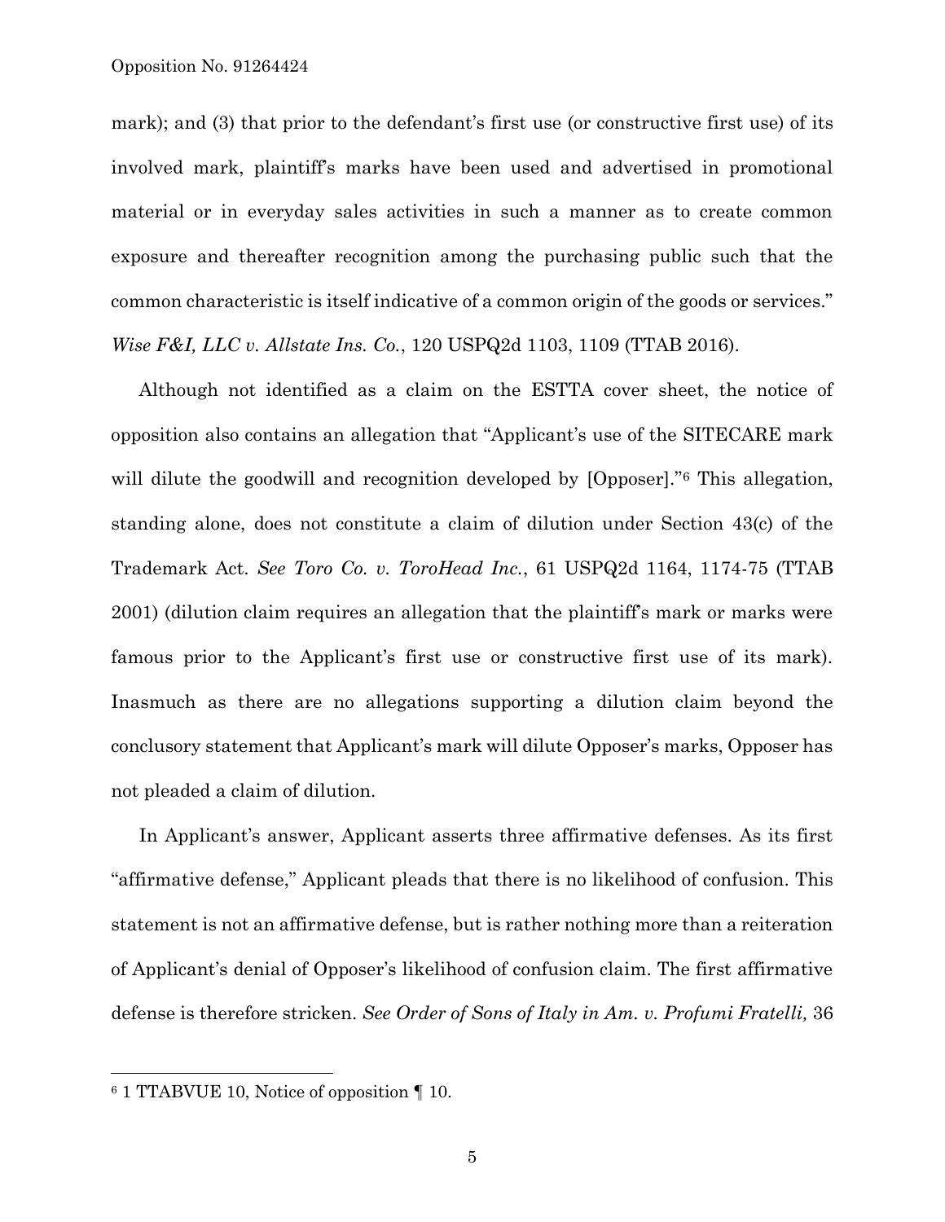mark); and (3) that prior to the defendant's first use (or constructive first use) of its involved mark, plaintiff's marks have been used and advertised in promotional material or in everyday sales activities in such a manner as to create common exposure and thereafter recognition among the purchasing public such that the common characteristic is itself indicative of a common origin of the goods or services." *Wise F&I, LLC v. Allstate Ins. Co.*, 120 USPQ2d 1103, 1109 (TTAB 2016).

Although not identified as a claim on the ESTTA cover sheet, the notice of opposition also contains an allegation that "Applicant's use of the SITECARE mark will dilute the goodwill and recognition developed by [Opposer]."[6] This allegation, standing alone, does not constitute a claim of dilution under Section 43(c) of the Trademark Act. *See Toro Co. v. ToroHead Inc.*, 61 USPQ2d 1164, 1174-75 (TTAB 2001) (dilution claim requires an allegation that the plaintiff's mark or marks were famous prior to the Applicant's first use or constructive first use of its mark). Inasmuch as there are no allegations supporting a dilution claim beyond the conclusory statement that Applicant's mark will dilute Opposer's marks, Opposer has not pleaded a claim of dilution.

In Applicant's answer, Applicant asserts three affirmative defenses. As its first "affirmative defense," Applicant pleads that there is no likelihood of confusion. This statement is not an affirmative defense, but is rather nothing more than a reiteration of Applicant's denial of Opposer's likelihood of confusion claim. The first affirmative defense is therefore stricken. *See Order of Sons of Italy in Am. v. Profumi Fratelli,* 36

---

[6] 1 TTABVUE 10, Notice of opposition ¶ 10.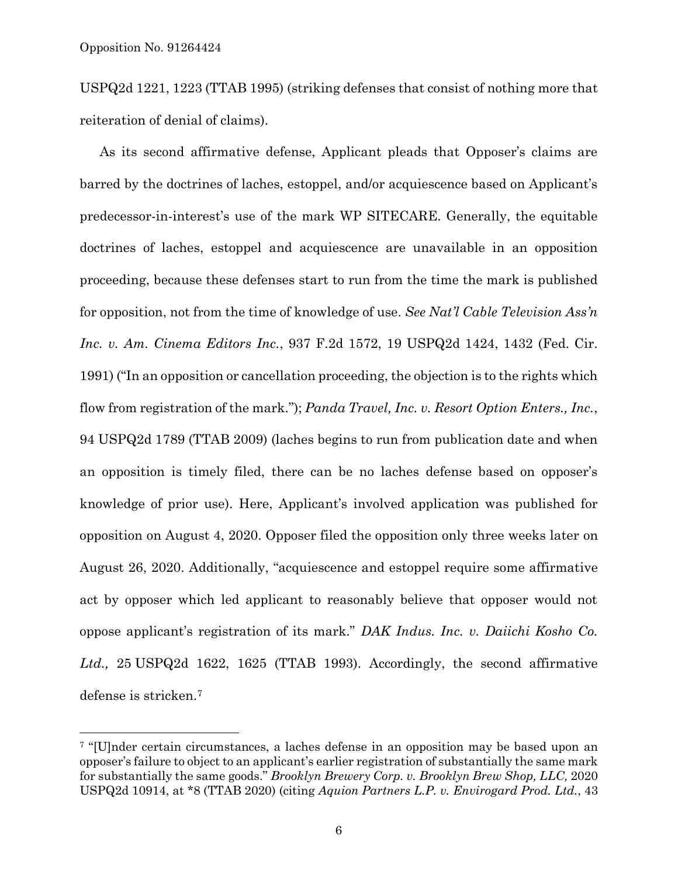USPQ2d 1221, 1223 (TTAB 1995) (striking defenses that consist of nothing more that reiteration of denial of claims).

As its second affirmative defense, Applicant pleads that Opposer's claims are barred by the doctrines of laches, estoppel, and/or acquiescence based on Applicant's predecessor-in-interest's use of the mark WP SITECARE. Generally, the equitable doctrines of laches, estoppel and acquiescence are unavailable in an opposition proceeding, because these defenses start to run from the time the mark is published for opposition, not from the time of knowledge of use. *See Nat'l Cable Television Ass'n Inc. v. Am. Cinema Editors Inc.*, 937 F.2d 1572, 19 USPQ2d 1424, 1432 (Fed. Cir. 1991) ("In an opposition or cancellation proceeding, the objection is to the rights which flow from registration of the mark."); *Panda Travel, Inc. v. Resort Option Enters., Inc.*, 94 USPQ2d 1789 (TTAB 2009) (laches begins to run from publication date and when an opposition is timely filed, there can be no laches defense based on opposer's knowledge of prior use). Here, Applicant's involved application was published for opposition on August 4, 2020. Opposer filed the opposition only three weeks later on August 26, 2020. Additionally, "acquiescence and estoppel require some affirmative act by opposer which led applicant to reasonably believe that opposer would not oppose applicant's registration of its mark." *DAK Indus. Inc. v. Daiichi Kosho Co. Ltd.,* 25 USPQ2d 1622, 1625 (TTAB 1993). Accordingly, the second affirmative defense is stricken.[7]

---

[7] "[U]nder certain circumstances, a laches defense in an opposition may be based upon an opposer's failure to object to an applicant's earlier registration of substantially the same mark for substantially the same goods." *Brooklyn Brewery Corp. v. Brooklyn Brew Shop, LLC,* 2020 USPQ2d 10914, at *8 (TTAB 2020) (citing *Aquion Partners L.P. v. Envirogard Prod. Ltd.*, 43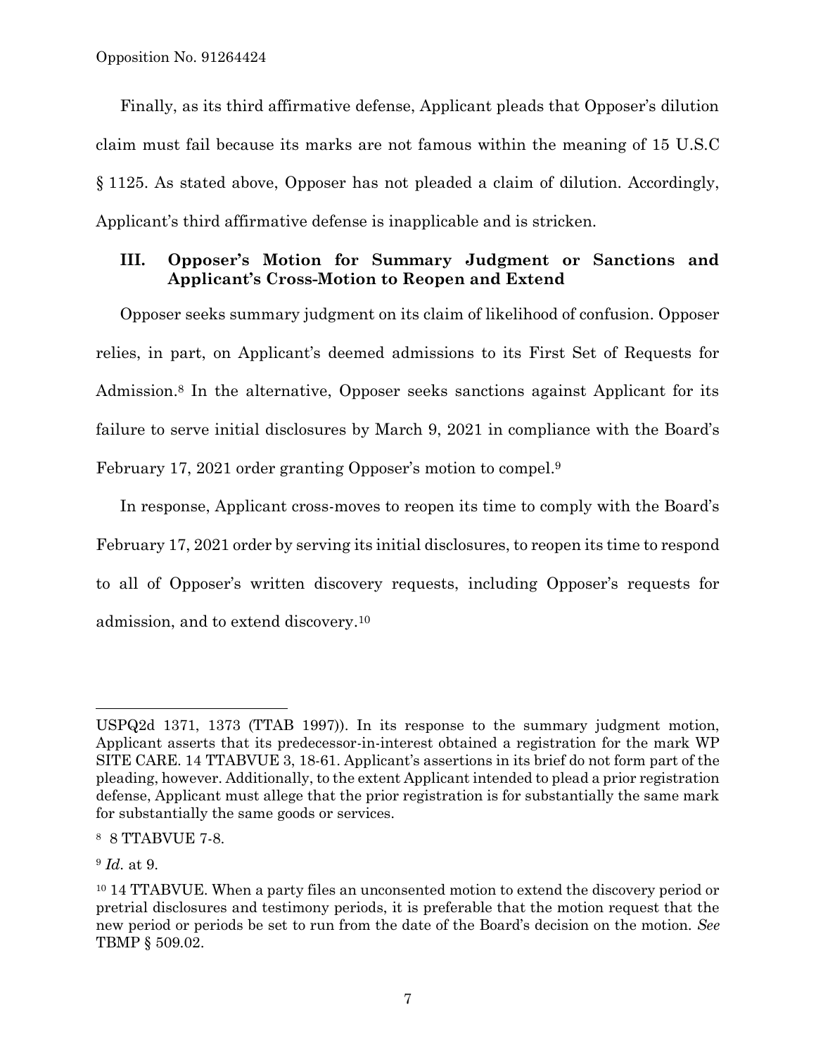Finally, as its third affirmative defense, Applicant pleads that Opposer's dilution claim must fail because its marks are not famous within the meaning of 15 U.S.C § 1125. As stated above, Opposer has not pleaded a claim of dilution. Accordingly, Applicant's third affirmative defense is inapplicable and is stricken.

## III. Opposer's Motion for Summary Judgment or Sanctions and Applicant's Cross-Motion to Reopen and Extend

Opposer seeks summary judgment on its claim of likelihood of confusion. Opposer relies, in part, on Applicant's deemed admissions to its First Set of Requests for Admission.[8] In the alternative, Opposer seeks sanctions against Applicant for its failure to serve initial disclosures by March 9, 2021 in compliance with the Board's February 17, 2021 order granting Opposer's motion to compel.[9]

In response, Applicant cross-moves to reopen its time to comply with the Board's February 17, 2021 order by serving its initial disclosures, to reopen its time to respond to all of Opposer's written discovery requests, including Opposer's requests for admission, and to extend discovery.[10]

---

USPQ2d 1371, 1373 (TTAB 1997)). In its response to the summary judgment motion, Applicant asserts that its predecessor-in-interest obtained a registration for the mark WP SITE CARE. 14 TTABVUE 3, 18-61. Applicant's assertions in its brief do not form part of the pleading, however. Additionally, to the extent Applicant intended to plead a prior registration defense, Applicant must allege that the prior registration is for substantially the same mark for substantially the same goods or services.

[8] 8 TTABVUE 7-8.

[9] *Id.* at 9.

[10] 14 TTABVUE. When a party files an unconsented motion to extend the discovery period or pretrial disclosures and testimony periods, it is preferable that the motion request that the new period or periods be set to run from the date of the Board's decision on the motion. *See* TBMP § 509.02.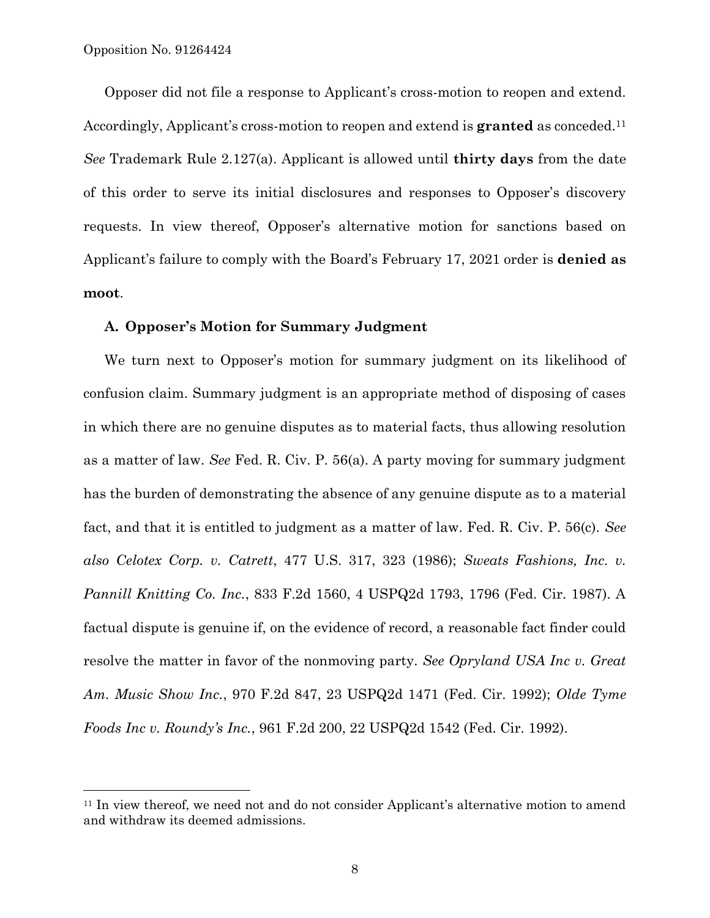Opposer did not file a response to Applicant's cross-motion to reopen and extend. Accordingly, Applicant's cross-motion to reopen and extend is **granted** as conceded.[11] *See* Trademark Rule 2.127(a). Applicant is allowed until **thirty days** from the date of this order to serve its initial disclosures and responses to Opposer's discovery requests. In view thereof, Opposer's alternative motion for sanctions based on Applicant's failure to comply with the Board's February 17, 2021 order is **denied as moot**.

### A. Opposer's Motion for Summary Judgment

We turn next to Opposer's motion for summary judgment on its likelihood of confusion claim. Summary judgment is an appropriate method of disposing of cases in which there are no genuine disputes as to material facts, thus allowing resolution as a matter of law. *See* Fed. R. Civ. P. 56(a). A party moving for summary judgment has the burden of demonstrating the absence of any genuine dispute as to a material fact, and that it is entitled to judgment as a matter of law. Fed. R. Civ. P. 56(c). *See also Celotex Corp. v. Catrett*, 477 U.S. 317, 323 (1986); *Sweats Fashions, Inc. v. Pannill Knitting Co. Inc.*, 833 F.2d 1560, 4 USPQ2d 1793, 1796 (Fed. Cir. 1987). A factual dispute is genuine if, on the evidence of record, a reasonable fact finder could resolve the matter in favor of the nonmoving party. *See Opryland USA Inc v. Great Am. Music Show Inc.*, 970 F.2d 847, 23 USPQ2d 1471 (Fed. Cir. 1992); *Olde Tyme Foods Inc v. Roundy's Inc.*, 961 F.2d 200, 22 USPQ2d 1542 (Fed. Cir. 1992).

[11] In view thereof, we need not and do not consider Applicant's alternative motion to amend and withdraw its deemed admissions.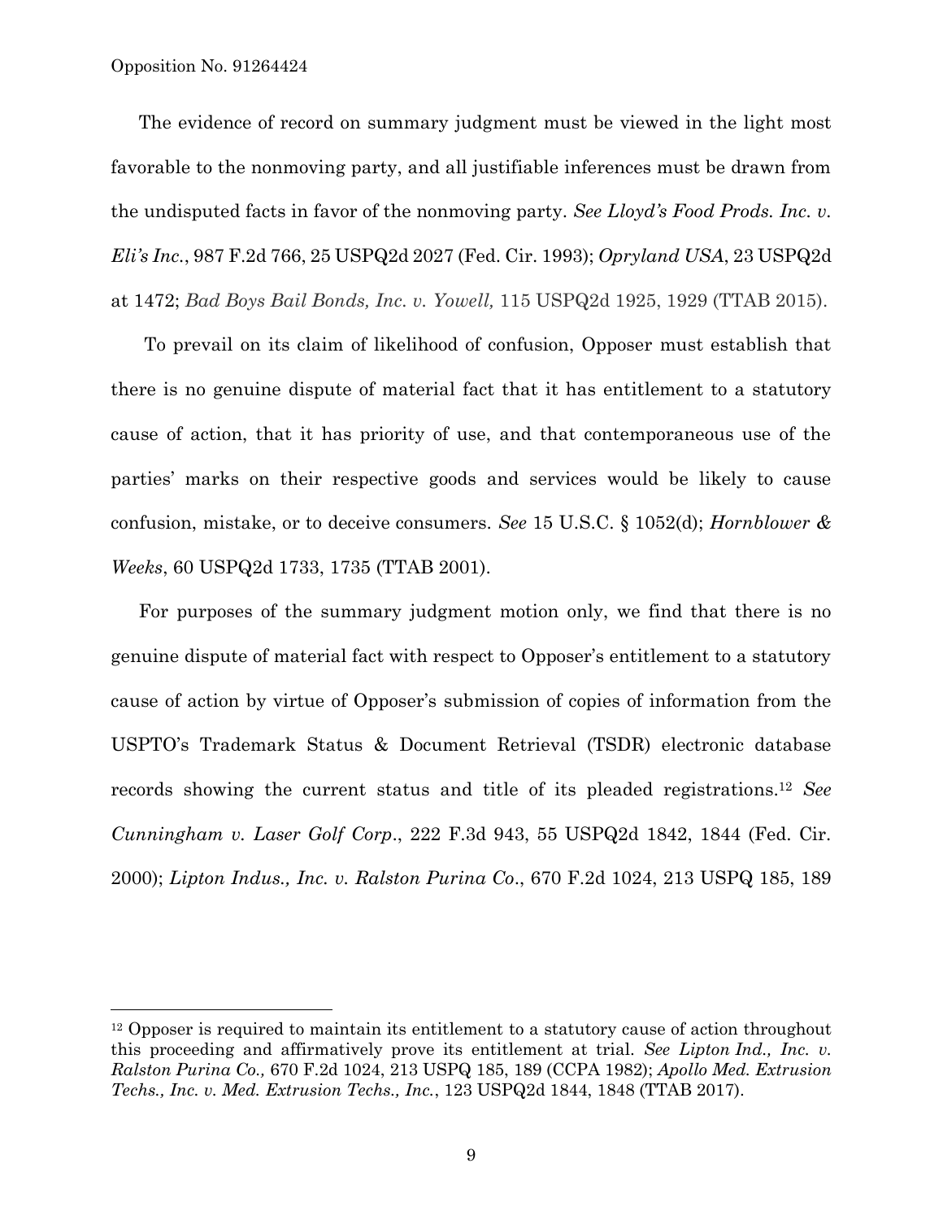The evidence of record on summary judgment must be viewed in the light most favorable to the nonmoving party, and all justifiable inferences must be drawn from the undisputed facts in favor of the nonmoving party. *See Lloyd's Food Prods. Inc. v. Eli's Inc.*, 987 F.2d 766, 25 USPQ2d 2027 (Fed. Cir. 1993); *Opryland USA*, 23 USPQ2d at 1472; *Bad Boys Bail Bonds, Inc. v. Yowell,* 115 USPQ2d 1925, 1929 (TTAB 2015).

To prevail on its claim of likelihood of confusion, Opposer must establish that there is no genuine dispute of material fact that it has entitlement to a statutory cause of action, that it has priority of use, and that contemporaneous use of the parties' marks on their respective goods and services would be likely to cause confusion, mistake, or to deceive consumers. *See* 15 U.S.C. § 1052(d); *Hornblower & Weeks*, 60 USPQ2d 1733, 1735 (TTAB 2001).

For purposes of the summary judgment motion only, we find that there is no genuine dispute of material fact with respect to Opposer's entitlement to a statutory cause of action by virtue of Opposer's submission of copies of information from the USPTO's Trademark Status & Document Retrieval (TSDR) electronic database records showing the current status and title of its pleaded registrations.[12] *See Cunningham v. Laser Golf Corp*., 222 F.3d 943, 55 USPQ2d 1842, 1844 (Fed. Cir. 2000); *Lipton Indus., Inc. v. Ralston Purina Co*., 670 F.2d 1024, 213 USPQ 185, 189

[12] Opposer is required to maintain its entitlement to a statutory cause of action throughout this proceeding and affirmatively prove its entitlement at trial. *See Lipton Ind., Inc. v. Ralston Purina Co.,* 670 F.2d 1024, 213 USPQ 185, 189 (CCPA 1982); *Apollo Med. Extrusion Techs., Inc. v. Med. Extrusion Techs., Inc.*, 123 USPQ2d 1844, 1848 (TTAB 2017).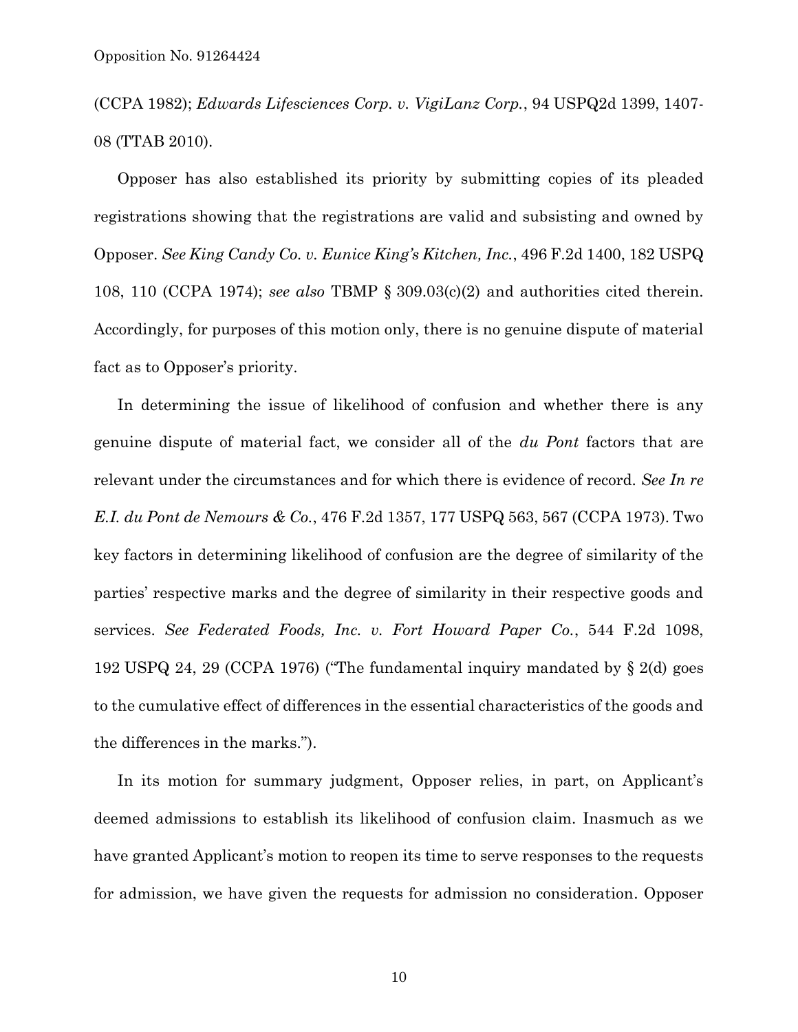(CCPA 1982); *Edwards Lifesciences Corp. v. VigiLanz Corp.*, 94 USPQ2d 1399, 1407-08 (TTAB 2010).

Opposer has also established its priority by submitting copies of its pleaded registrations showing that the registrations are valid and subsisting and owned by Opposer. *See King Candy Co. v. Eunice King's Kitchen, Inc.*, 496 F.2d 1400, 182 USPQ 108, 110 (CCPA 1974); *see also* TBMP § 309.03(c)(2) and authorities cited therein. Accordingly, for purposes of this motion only, there is no genuine dispute of material fact as to Opposer's priority.

In determining the issue of likelihood of confusion and whether there is any genuine dispute of material fact, we consider all of the *du Pont* factors that are relevant under the circumstances and for which there is evidence of record. *See In re E.I. du Pont de Nemours & Co.*, 476 F.2d 1357, 177 USPQ 563, 567 (CCPA 1973). Two key factors in determining likelihood of confusion are the degree of similarity of the parties' respective marks and the degree of similarity in their respective goods and services. *See Federated Foods, Inc. v. Fort Howard Paper Co.*, 544 F.2d 1098, 192 USPQ 24, 29 (CCPA 1976) ("The fundamental inquiry mandated by § 2(d) goes to the cumulative effect of differences in the essential characteristics of the goods and the differences in the marks.").

In its motion for summary judgment, Opposer relies, in part, on Applicant's deemed admissions to establish its likelihood of confusion claim. Inasmuch as we have granted Applicant's motion to reopen its time to serve responses to the requests for admission, we have given the requests for admission no consideration. Opposer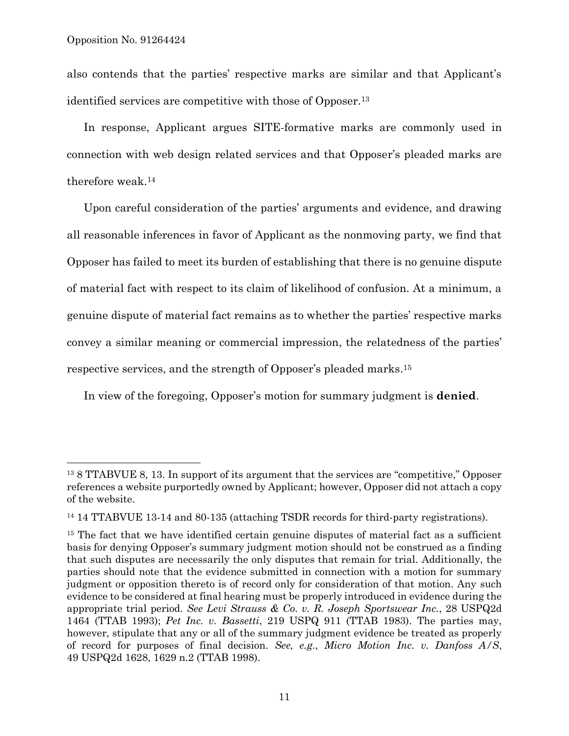also contends that the parties' respective marks are similar and that Applicant's identified services are competitive with those of Opposer.[13]

In response, Applicant argues SITE-formative marks are commonly used in connection with web design related services and that Opposer's pleaded marks are therefore weak.[14]

Upon careful consideration of the parties' arguments and evidence, and drawing all reasonable inferences in favor of Applicant as the nonmoving party, we find that Opposer has failed to meet its burden of establishing that there is no genuine dispute of material fact with respect to its claim of likelihood of confusion. At a minimum, a genuine dispute of material fact remains as to whether the parties' respective marks convey a similar meaning or commercial impression, the relatedness of the parties' respective services, and the strength of Opposer's pleaded marks.[15]

In view of the foregoing, Opposer's motion for summary judgment is **denied**.

---

[13] 8 TTABVUE 8, 13. In support of its argument that the services are "competitive," Opposer references a website purportedly owned by Applicant; however, Opposer did not attach a copy of the website.

[14] 14 TTABVUE 13-14 and 80-135 (attaching TSDR records for third-party registrations).

[15] The fact that we have identified certain genuine disputes of material fact as a sufficient basis for denying Opposer's summary judgment motion should not be construed as a finding that such disputes are necessarily the only disputes that remain for trial. Additionally, the parties should note that the evidence submitted in connection with a motion for summary judgment or opposition thereto is of record only for consideration of that motion. Any such evidence to be considered at final hearing must be properly introduced in evidence during the appropriate trial period. *See Levi Strauss & Co. v. R. Joseph Sportswear Inc.*, 28 USPQ2d 1464 (TTAB 1993); *Pet Inc. v. Bassetti*, 219 USPQ 911 (TTAB 1983). The parties may, however, stipulate that any or all of the summary judgment evidence be treated as properly of record for purposes of final decision. *See, e.g.*, *Micro Motion Inc. v. Danfoss A/S*, 49 USPQ2d 1628, 1629 n.2 (TTAB 1998).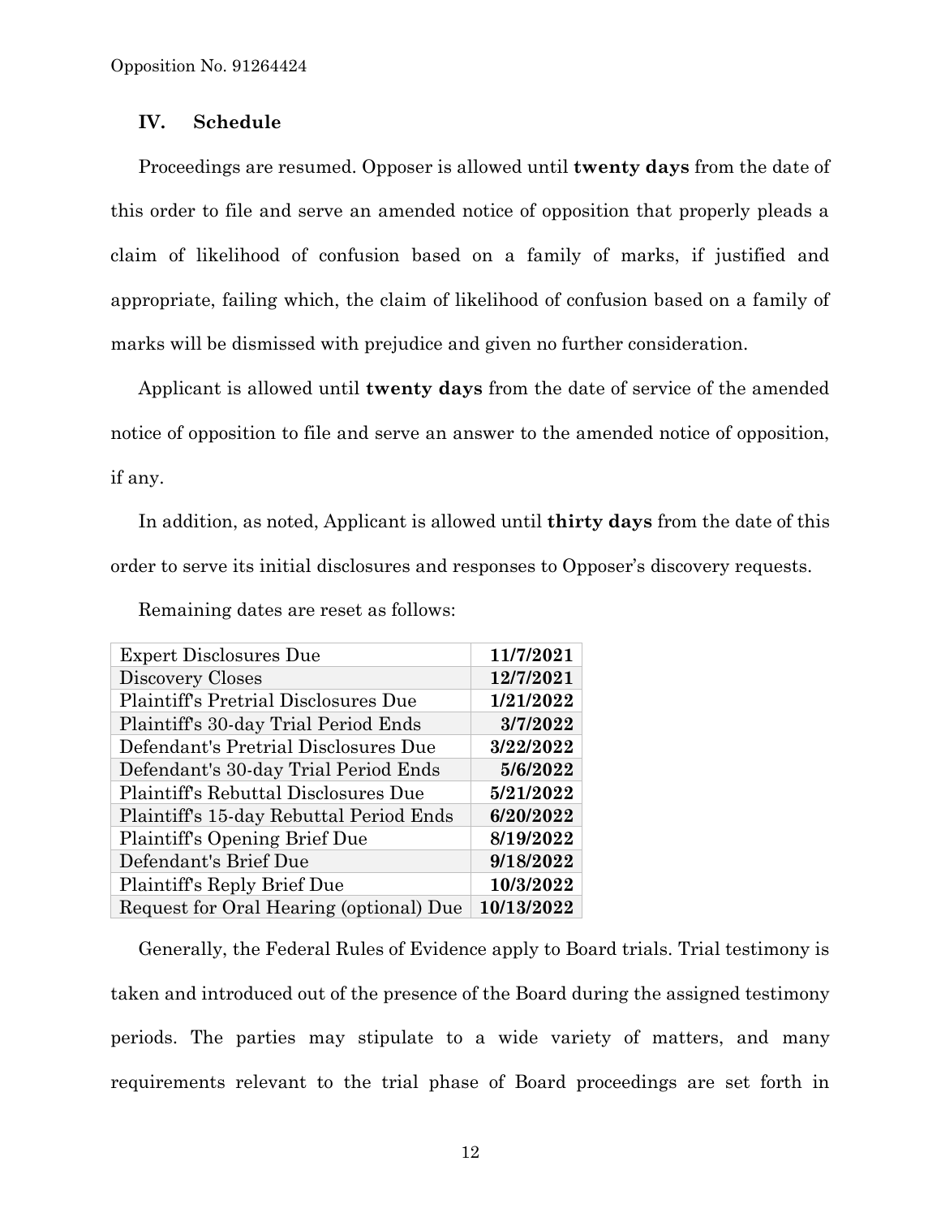## IV. Schedule

Proceedings are resumed. Opposer is allowed until **twenty days** from the date of this order to file and serve an amended notice of opposition that properly pleads a claim of likelihood of confusion based on a family of marks, if justified and appropriate, failing which, the claim of likelihood of confusion based on a family of marks will be dismissed with prejudice and given no further consideration.

Applicant is allowed until **twenty days** from the date of service of the amended notice of opposition to file and serve an answer to the amended notice of opposition, if any.

In addition, as noted, Applicant is allowed until **thirty days** from the date of this order to serve its initial disclosures and responses to Opposer's discovery requests.

Remaining dates are reset as follows:

| | |
|---|---|
| Expert Disclosures Due | **11/7/2021** |
| Discovery Closes | **12/7/2021** |
| Plaintiff's Pretrial Disclosures Due | **1/21/2022** |
| Plaintiff's 30-day Trial Period Ends | **3/7/2022** |
| Defendant's Pretrial Disclosures Due | **3/22/2022** |
| Defendant's 30-day Trial Period Ends | **5/6/2022** |
| Plaintiff's Rebuttal Disclosures Due | **5/21/2022** |
| Plaintiff's 15-day Rebuttal Period Ends | **6/20/2022** |
| Plaintiff's Opening Brief Due | **8/19/2022** |
| Defendant's Brief Due | **9/18/2022** |
| Plaintiff's Reply Brief Due | **10/3/2022** |
| Request for Oral Hearing (optional) Due | **10/13/2022** |

Generally, the Federal Rules of Evidence apply to Board trials. Trial testimony is taken and introduced out of the presence of the Board during the assigned testimony periods. The parties may stipulate to a wide variety of matters, and many requirements relevant to the trial phase of Board proceedings are set forth in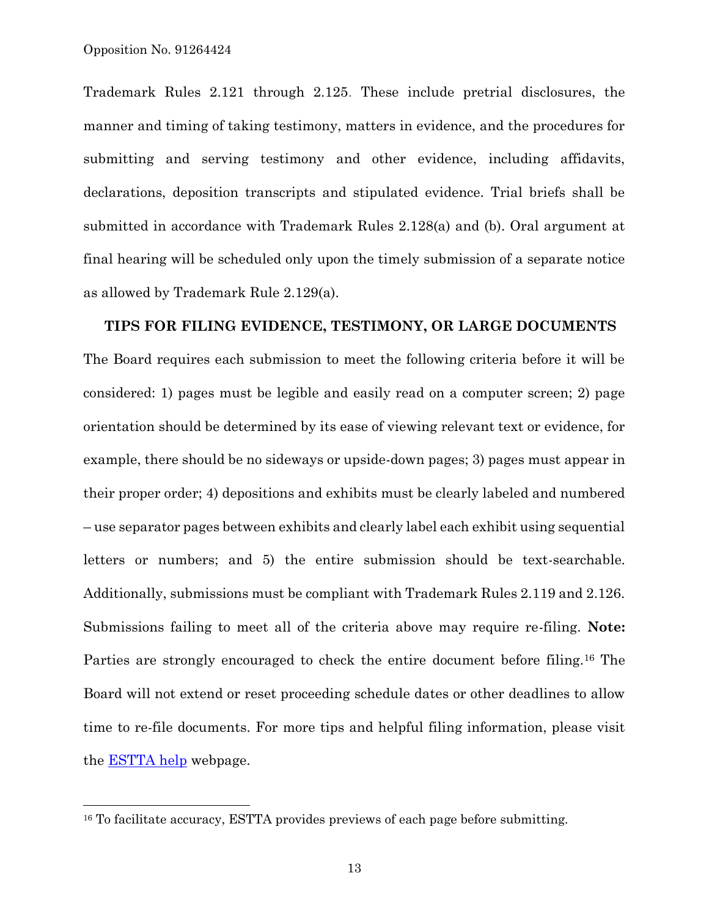Trademark Rules 2.121 through 2.125. These include pretrial disclosures, the manner and timing of taking testimony, matters in evidence, and the procedures for submitting and serving testimony and other evidence, including affidavits, declarations, deposition transcripts and stipulated evidence. Trial briefs shall be submitted in accordance with Trademark Rules 2.128(a) and (b). Oral argument at final hearing will be scheduled only upon the timely submission of a separate notice as allowed by Trademark Rule 2.129(a).

**TIPS FOR FILING EVIDENCE, TESTIMONY, OR LARGE DOCUMENTS**

The Board requires each submission to meet the following criteria before it will be considered: 1) pages must be legible and easily read on a computer screen; 2) page orientation should be determined by its ease of viewing relevant text or evidence, for example, there should be no sideways or upside-down pages; 3) pages must appear in their proper order; 4) depositions and exhibits must be clearly labeled and numbered – use separator pages between exhibits and clearly label each exhibit using sequential letters or numbers; and 5) the entire submission should be text-searchable. Additionally, submissions must be compliant with Trademark Rules 2.119 and 2.126. Submissions failing to meet all of the criteria above may require re-filing. **Note:** Parties are strongly encouraged to check the entire document before filing.[16] The Board will not extend or reset proceeding schedule dates or other deadlines to allow time to re-file documents. For more tips and helpful filing information, please visit the [ESTTA help]() webpage.

---

[16] To facilitate accuracy, ESTTA provides previews of each page before submitting.